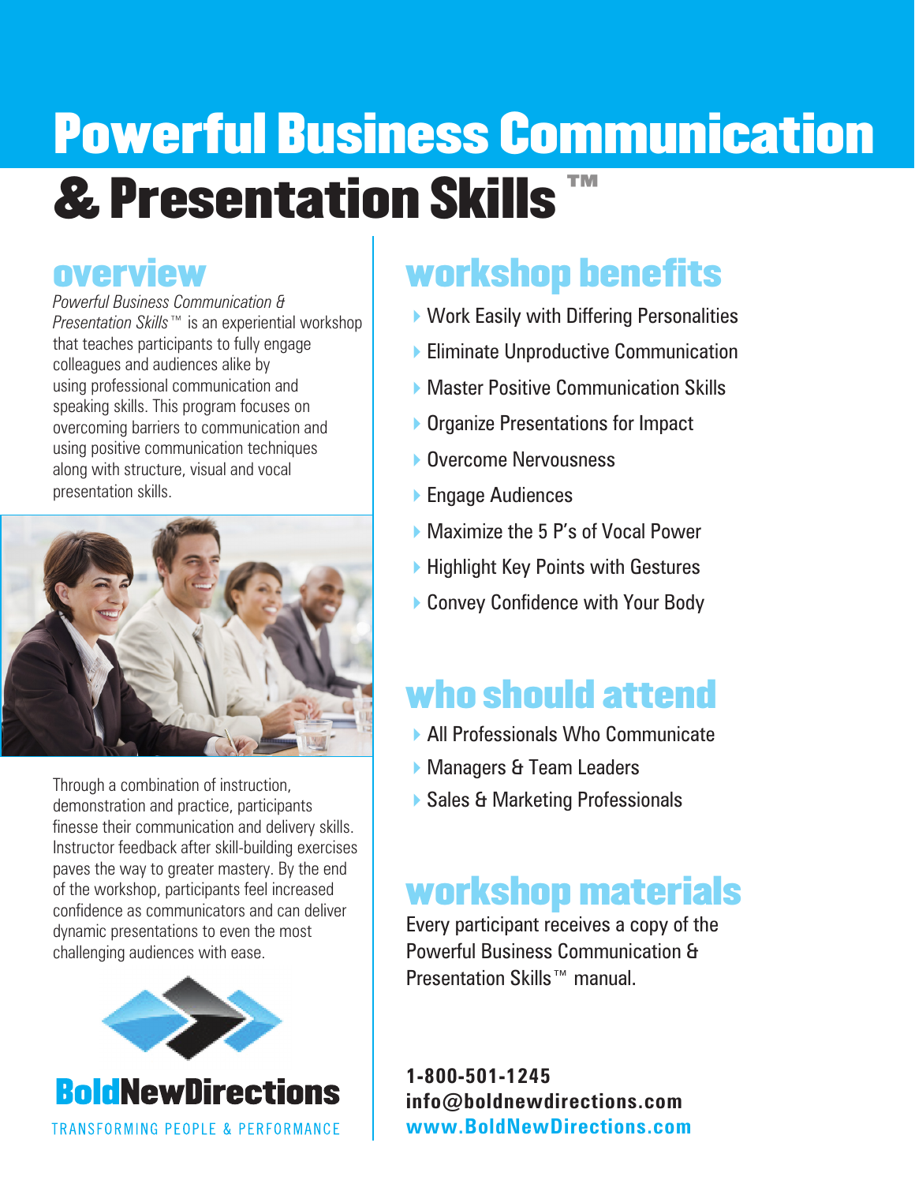# Powerful Business Communication & Presentation Skills™

## overview

*Powerful Business Communication & Presentation Skills™* is an experiential workshop that teaches participants to fully engage colleagues and audiences alike by using professional communication and speaking skills. This program focuses on overcoming barriers to communication and using positive communication techniques along with structure, visual and vocal presentation skills.

Through a combination of instruction, demonstration and practice, participants finesse their communication and delivery skills. Instructor feedback after skill-building exercises paves the way to greater mastery. By the end of the workshop, participants feel increased confidence as communicators and can deliver dynamic presentations to even the most challenging audiences with ease.

**BoldNewDirections**

TRANSFORMING PEOPLE & PERFORMANCE

## workshop benefits

- Work Easily with Differing Personalities
- Eliminate Unproductive Communication
- Master Positive Communication Skills
- Organize Presentations for Impact
- Overcome Nervousness
- Engage Audiences
- Maximize the 5 P's of Vocal Power
- Highlight Key Points with Gestures
- Convey Confidence with Your Body

## who should attend

- All Professionals Who Communicate
- Managers & Team Leaders
- Sales & Marketing Professionals

## workshop materials

Every participant receives a copy of the Powerful Business Communication & Presentation Skills™ manual.

**1-800-501-1245**
**info@boldnewdirections.com**
**www.BoldNewDirections.com**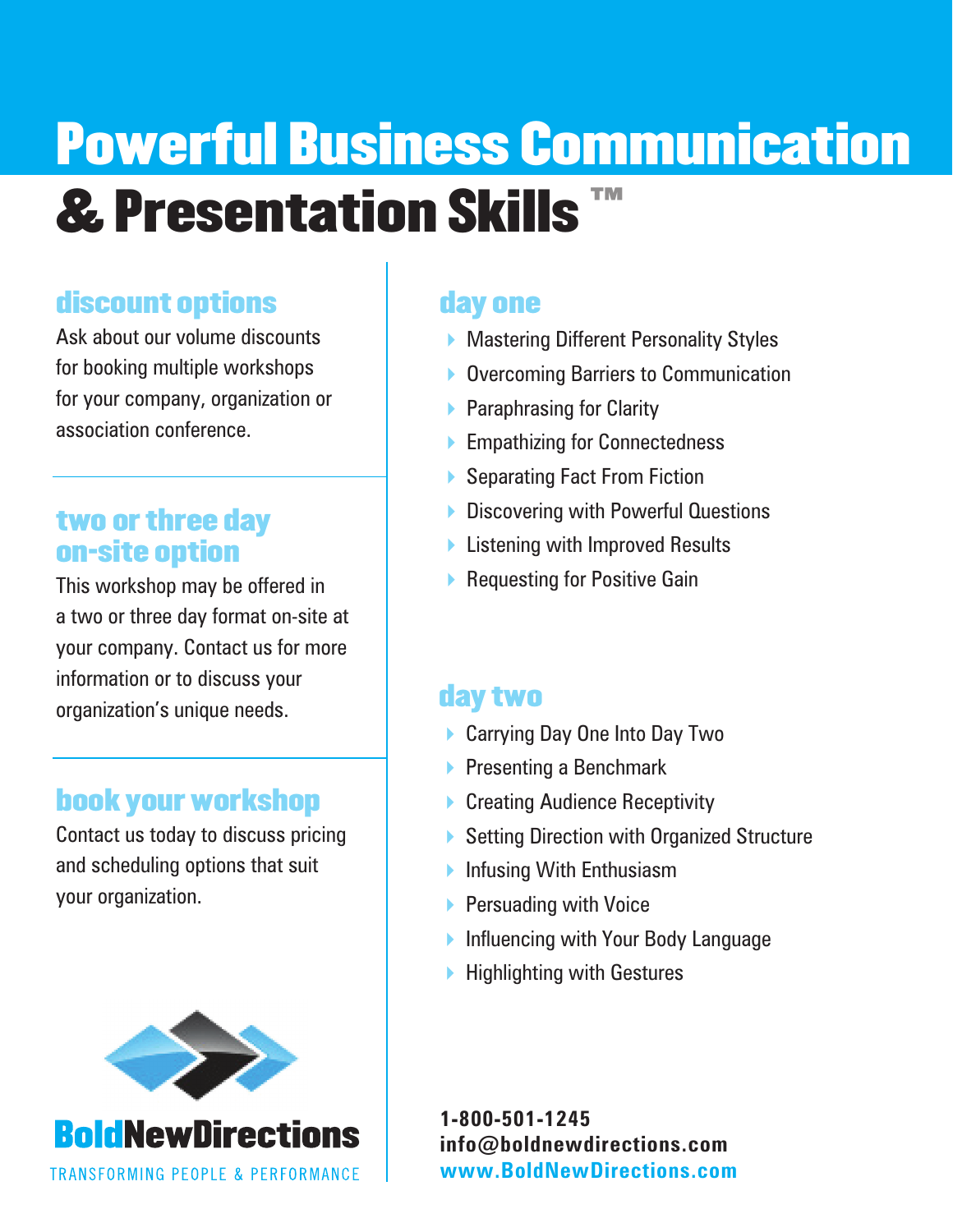# Powerful Business Communication & Presentation Skills ™

## discount options

Ask about our volume discounts for booking multiple workshops for your company, organization or association conference.

## two or three day on-site option

This workshop may be offered in a two or three day format on-site at your company. Contact us for more information or to discuss your organization's unique needs.

## book your workshop

Contact us today to discuss pricing and scheduling options that suit your organization.

BoldNewDirections

TRANSFORMING PEOPLE & PERFORMANCE

## day one

- Mastering Different Personality Styles
- Overcoming Barriers to Communication
- Paraphrasing for Clarity
- Empathizing for Connectedness
- Separating Fact From Fiction
- Discovering with Powerful Questions
- Listening with Improved Results
- Requesting for Positive Gain

## day two

- Carrying Day One Into Day Two
- Presenting a Benchmark
- Creating Audience Receptivity
- Setting Direction with Organized Structure
- Infusing With Enthusiasm
- Persuading with Voice
- Influencing with Your Body Language
- Highlighting with Gestures

**1-800-501-1245**
**info@boldnewdirections.com**
**www.BoldNewDirections.com**